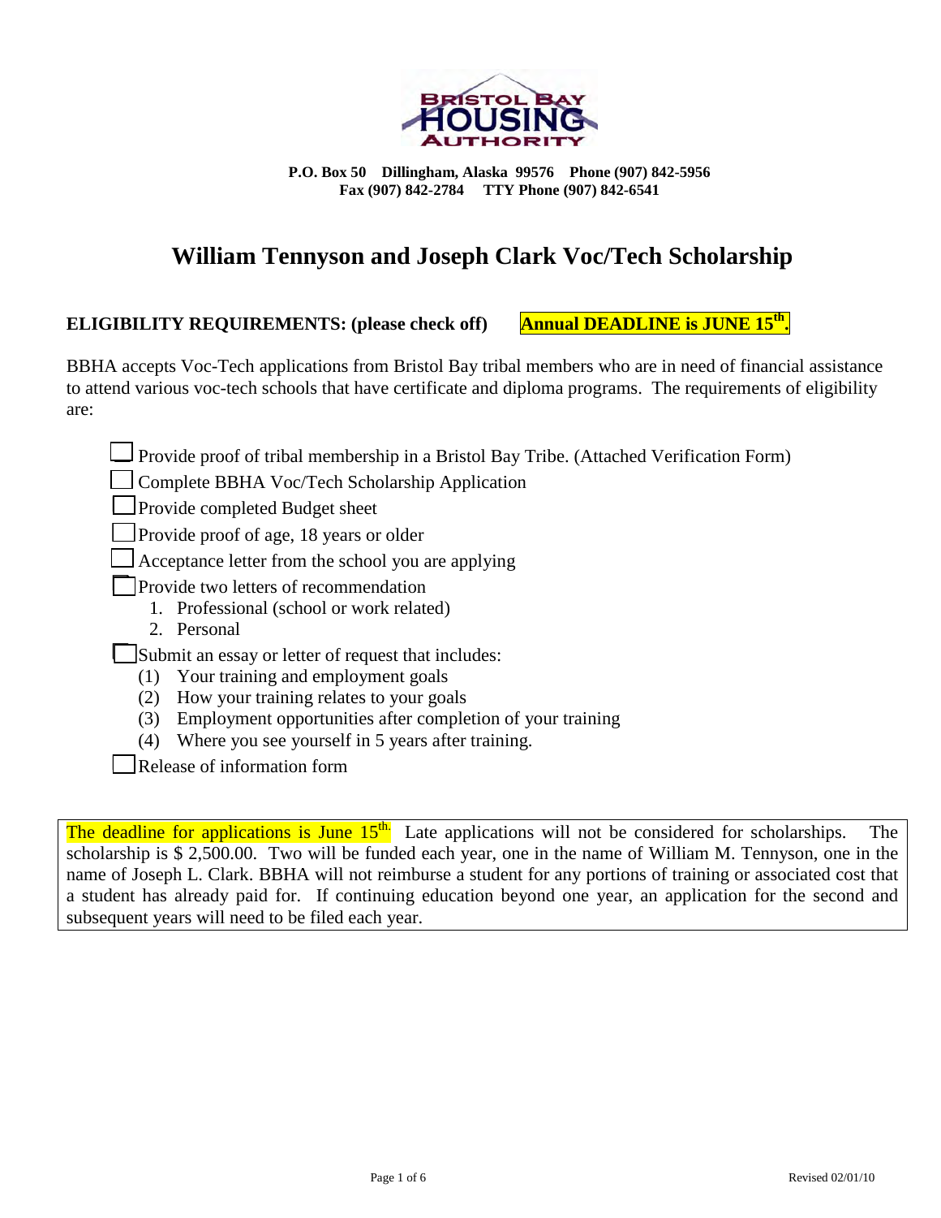**P.O. Box 50 Dillingham, Alaska 99576 Phone (907) 842-5956**
**Fax (907) 842-2784 TTY Phone (907) 842-6541**

# William Tennyson and Joseph Clark Voc/Tech Scholarship

**ELIGIBILITY REQUIREMENTS: (please check off)** **Annual DEADLINE is JUNE 15th.**

BBHA accepts Voc-Tech applications from Bristol Bay tribal members who are in need of financial assistance to attend various voc-tech schools that have certificate and diploma programs. The requirements of eligibility are:

- ☐ Provide proof of tribal membership in a Bristol Bay Tribe. (Attached Verification Form)
- ☐ Complete BBHA Voc/Tech Scholarship Application
- ☐ Provide completed Budget sheet
- ☐ Provide proof of age, 18 years or older
- ☐ Acceptance letter from the school you are applying
- ☐ Provide two letters of recommendation
  1. Professional (school or work related)
  2. Personal
- ☐ Submit an essay or letter of request that includes:
  (1) Your training and employment goals
  (2) How your training relates to your goals
  (3) Employment opportunities after completion of your training
  (4) Where you see yourself in 5 years after training.
- ☐ Release of information form

The deadline for applications is June 15th. Late applications will not be considered for scholarships. The scholarship is $ 2,500.00. Two will be funded each year, one in the name of William M. Tennyson, one in the name of Joseph L. Clark. BBHA will not reimburse a student for any portions of training or associated cost that a student has already paid for. If continuing education beyond one year, an application for the second and subsequent years will need to be filed each year.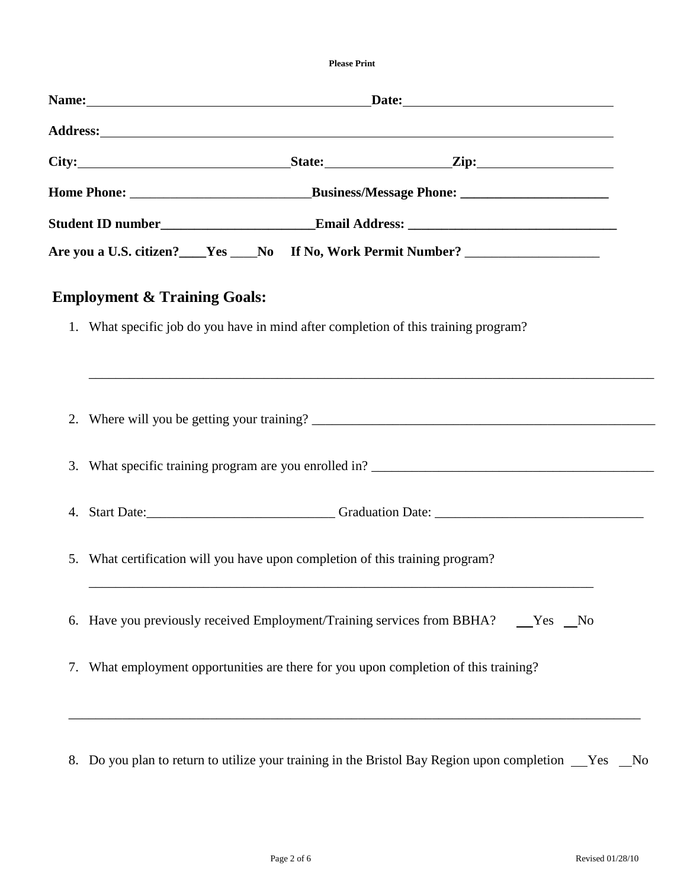**Please Print**

**Name:** ________________________________________ **Date:** ______________________________

**Address:** ________________________________________________________________________________

**City:** ______________________________ **State:** __________________ **Zip:** ____________________

**Home Phone:** __________________________ **Business/Message Phone:** ______________________

**Student ID number** ______________________ **Email Address:** _______________________________

**Are you a U.S. citizen?** ____ **Yes** ____ **No** **If No, Work Permit Number?** ____________________

## Employment & Training Goals:

1. What specific job do you have in mind after completion of this training program?

   ______________________________________________________________________________

2. Where will you be getting your training? ______________________________________________

3. What specific training program are you enrolled in? _____________________________________

4. Start Date: ___________________________ Graduation Date: ______________________________

5. What certification will you have upon completion of this training program?

   ______________________________________________________________________________

6. Have you previously received Employment/Training services from BBHA? __Yes __No

7. What employment opportunities are there for you upon completion of this training?

   ______________________________________________________________________________

8. Do you plan to return to utilize your training in the Bristol Bay Region upon completion __Yes __No

Revised 01/28/10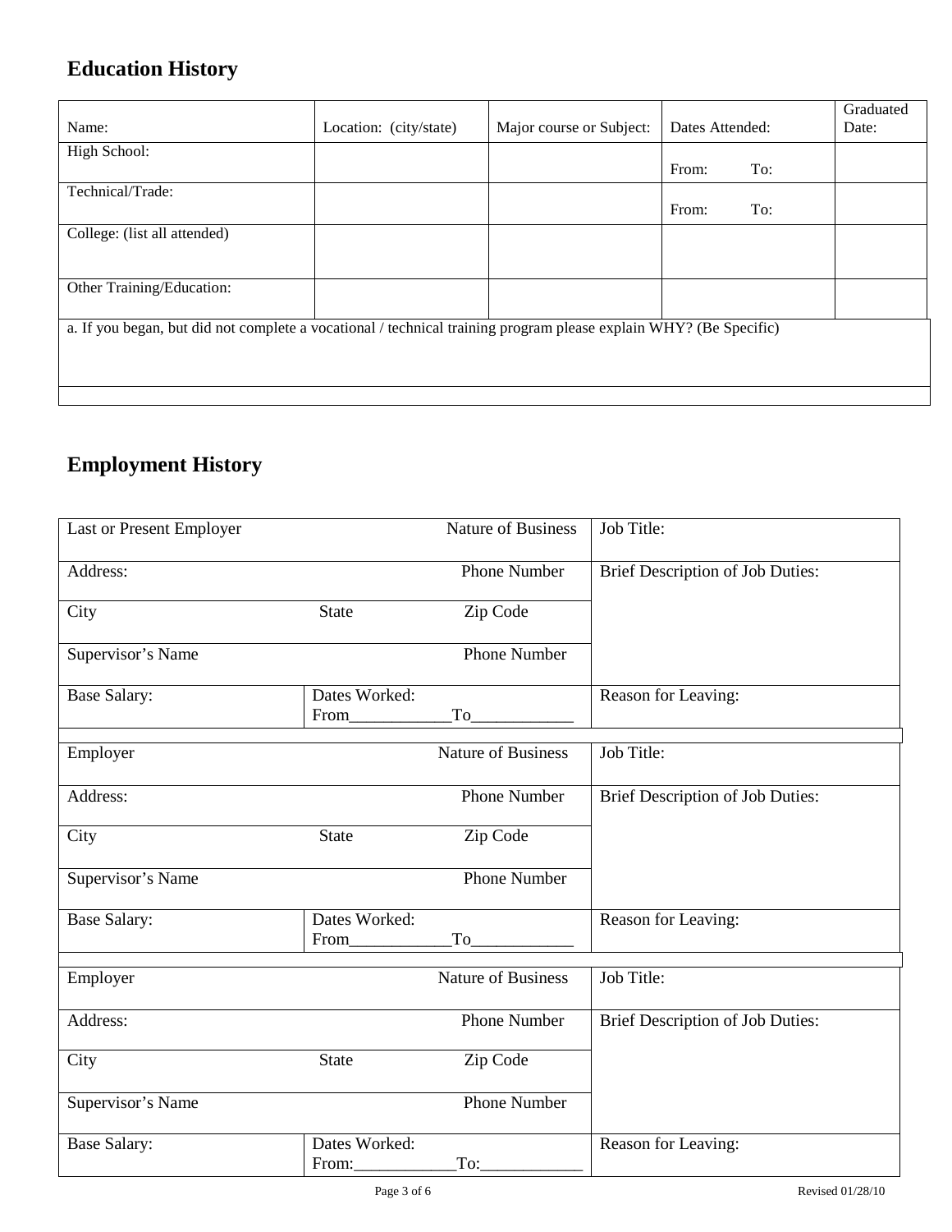## Education History

| Name: | Location: (city/state) | Major course or Subject: | Dates Attended: | Graduated Date: |
|---|---|---|---|---|
| High School: | | | From: To: | |
| Technical/Trade: | | | From: To: | |
| College: (list all attended) | | | | |
| Other Training/Education: | | | | |

a. If you began, but did not complete a vocational / technical training program please explain WHY? (Be Specific)

## Employment History

| Last or Present Employer | Nature of Business | Job Title: |
|---|---|---|
| Address: | Phone Number | Brief Description of Job Duties: |
| City State | Zip Code | |
| Supervisor's Name | Phone Number | |
| Base Salary: | Dates Worked: From____________To____________ | Reason for Leaving: |

| Employer | Nature of Business | Job Title: |
|---|---|---|
| Address: | Phone Number | Brief Description of Job Duties: |
| City State | Zip Code | |
| Supervisor's Name | Phone Number | |
| Base Salary: | Dates Worked: From____________To____________ | Reason for Leaving: |

| Employer | Nature of Business | Job Title: |
|---|---|---|
| Address: | Phone Number | Brief Description of Job Duties: |
| City State | Zip Code | |
| Supervisor's Name | Phone Number | |
| Base Salary: | Dates Worked: From:____________To:____________ | Reason for Leaving: |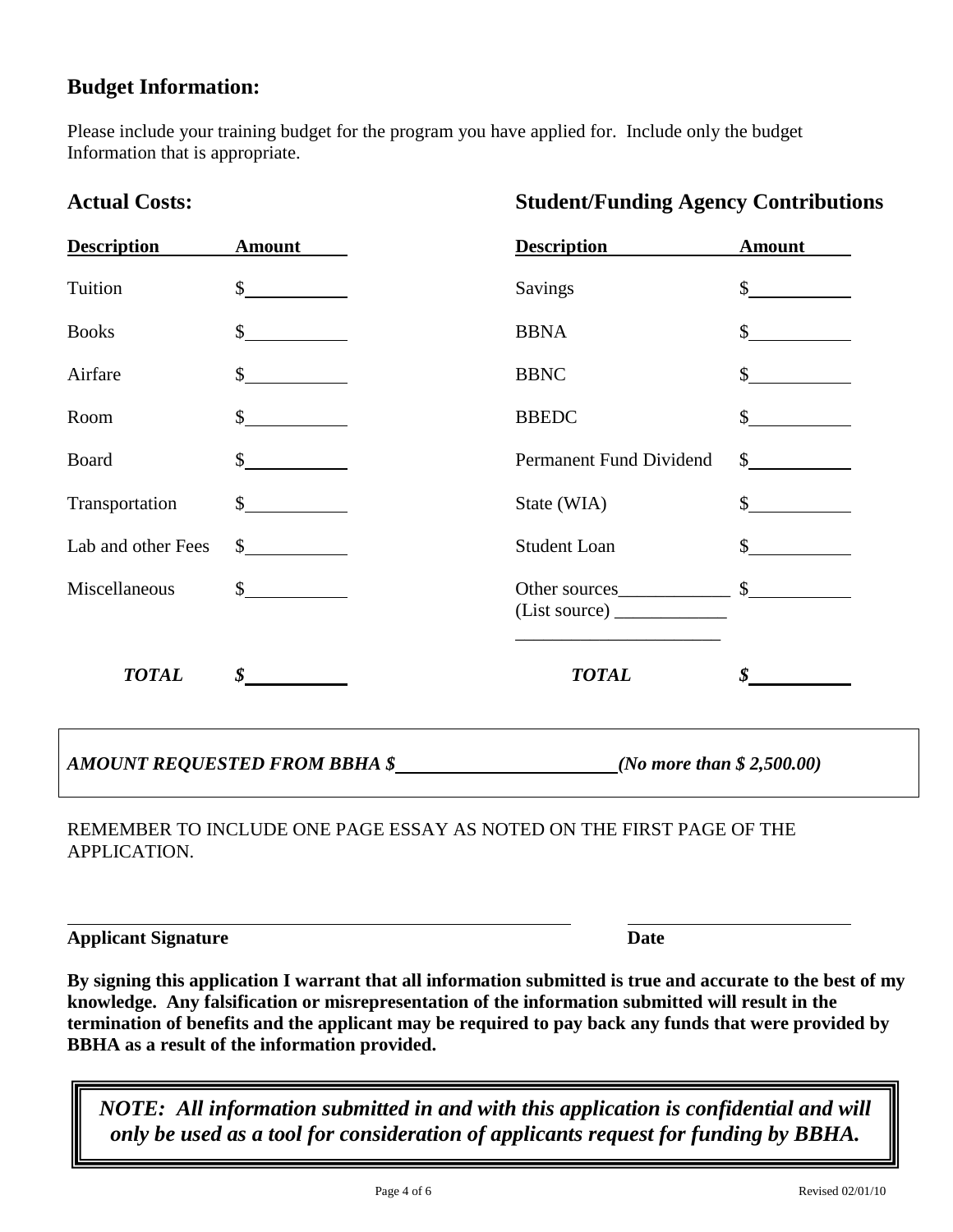## Budget Information:

Please include your training budget for the program you have applied for. Include only the budget Information that is appropriate.

| **Actual Costs:** | | **Student/Funding Agency Contributions** | |
|---|---|---|---|
| **Description** | **Amount** | **Description** | **Amount** |
| Tuition | $ | Savings | $ |
| Books | $ | BBNA | $ |
| Airfare | $ | BBNC | $ |
| Room | $ | BBEDC | $ |
| Board | $ | Permanent Fund Dividend | $ |
| Transportation | $ | State (WIA) | $ |
| Lab and other Fees | $ | Student Loan | $ |
| Miscellaneous | $ | Other sources____________ (List source) ____________ ______________________ | $ |
| ***TOTAL*** | ***$*** | ***TOTAL*** | ***$*** |

***AMOUNT REQUESTED FROM BBHA $______________________ (No more than $ 2,500.00)***

REMEMBER TO INCLUDE ONE PAGE ESSAY AS NOTED ON THE FIRST PAGE OF THE APPLICATION.

______________________________________________ ____________________

**Applicant Signature** **Date**

**By signing this application I warrant that all information submitted is true and accurate to the best of my knowledge. Any falsification or misrepresentation of the information submitted will result in the termination of benefits and the applicant may be required to pay back any funds that were provided by BBHA as a result of the information provided.**

***NOTE: All information submitted in and with this application is confidential and will only be used as a tool for consideration of applicants request for funding by BBHA.***

Revised 02/01/10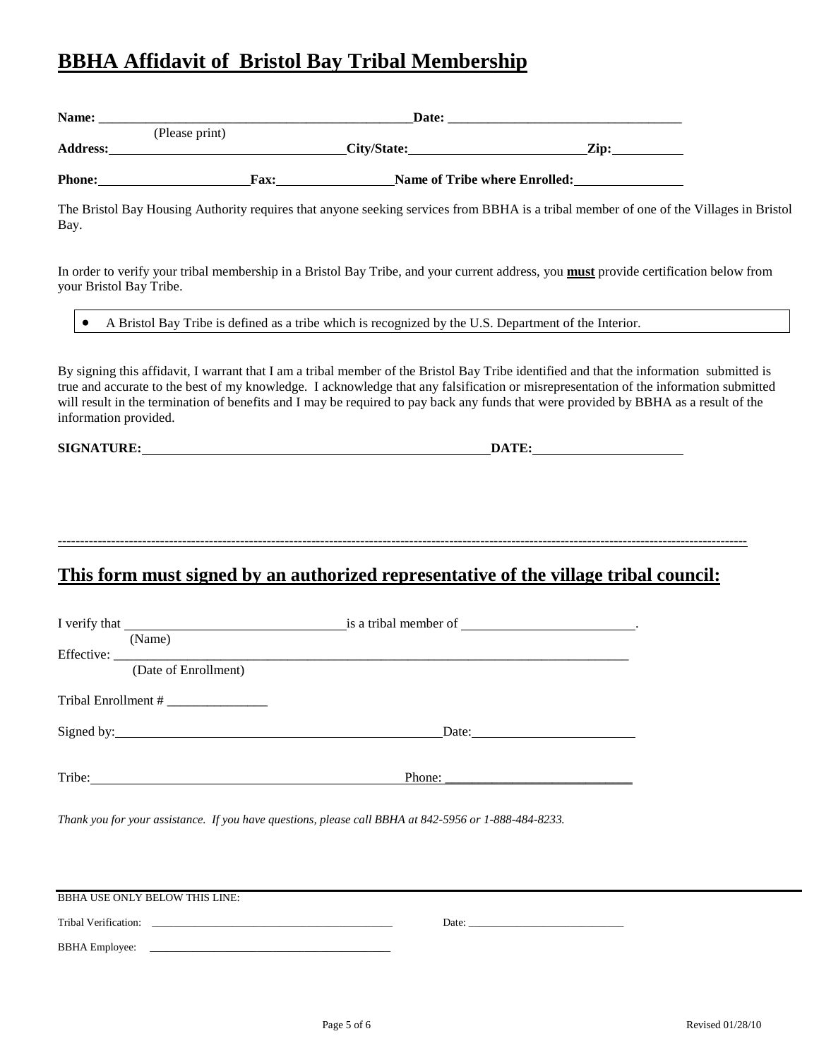# BBHA Affidavit of Bristol Bay Tribal Membership

**Name:** ______________________________________________ **Date:** ___________________________________
(Please print)

**Address:** ___________________________________ **City/State:** ___________________________ **Zip:** ___________

**Phone:** _______________________ **Fax:** __________________ **Name of Tribe where Enrolled:** ________________

The Bristol Bay Housing Authority requires that anyone seeking services from BBHA is a tribal member of one of the Villages in Bristol Bay.

In order to verify your tribal membership in a Bristol Bay Tribe, and your current address, you **must** provide certification below from your Bristol Bay Tribe.

- A Bristol Bay Tribe is defined as a tribe which is recognized by the U.S. Department of the Interior.

By signing this affidavit, I warrant that I am a tribal member of the Bristol Bay Tribe identified and that the information submitted is true and accurate to the best of my knowledge. I acknowledge that any falsification or misrepresentation of the information submitted will result in the termination of benefits and I may be required to pay back any funds that were provided by BBHA as a result of the information provided.

**SIGNATURE:** ______________________________________________________ **DATE:** ______________________

---

## This form must signed by an authorized representative of the village tribal council:

I verify that ________________________________ is a tribal member of __________________________.
(Name)

Effective: ________________________________________________________________________________
(Date of Enrollment)

Tribal Enrollment # _______________

Signed by: _________________________________________________ Date: ________________________

Tribe: _________________________________________________ Phone: ____________________________

*Thank you for your assistance. If you have questions, please call BBHA at 842-5956 or 1-888-484-8233.*

---

BBHA USE ONLY BELOW THIS LINE:

Tribal Verification: _____________________________________________ Date: _____________________________

BBHA Employee: _____________________________________________

Revised 01/28/10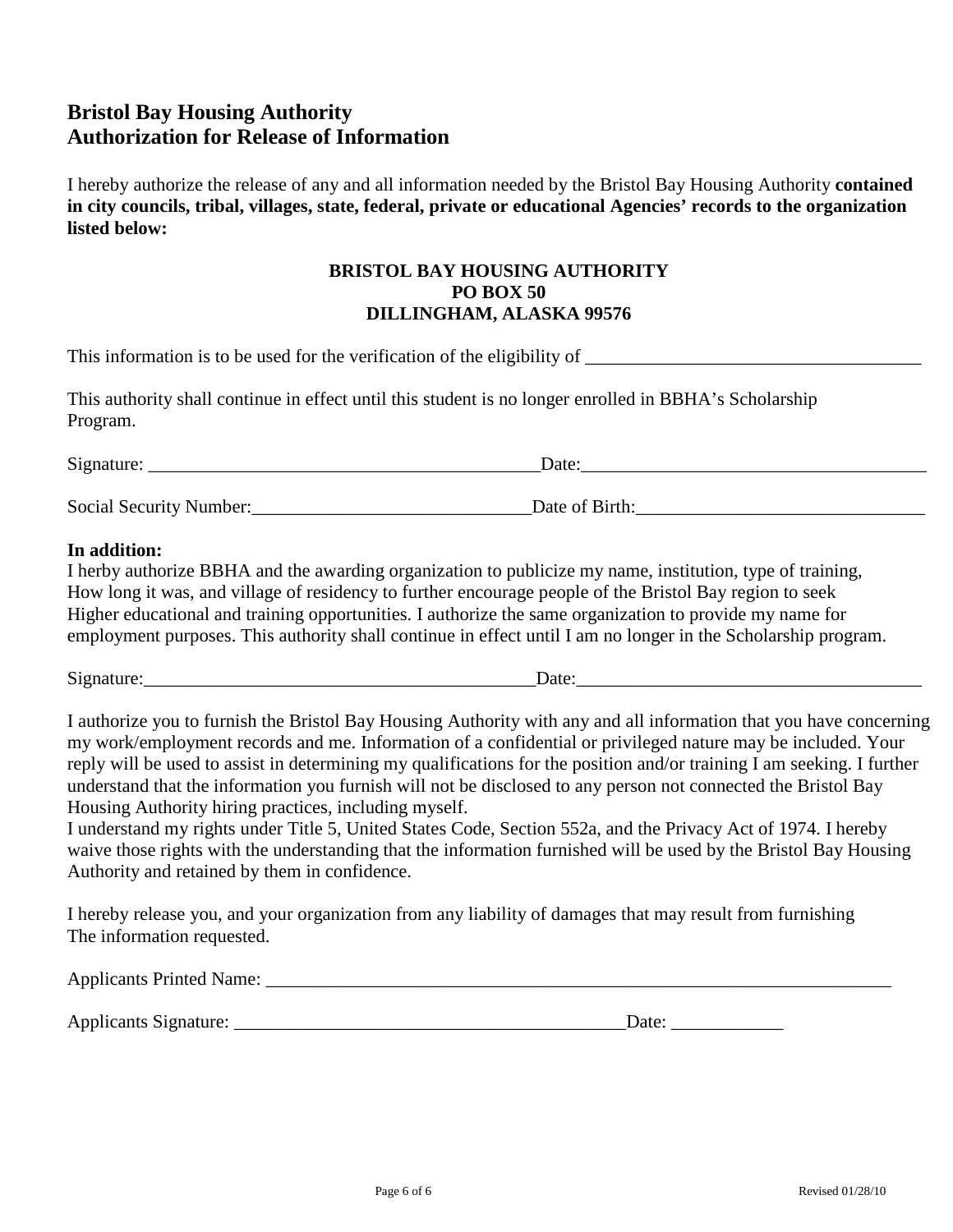## Bristol Bay Housing Authority
## Authorization for Release of Information

I hereby authorize the release of any and all information needed by the Bristol Bay Housing Authority **contained in city councils, tribal, villages, state, federal, private or educational Agencies' records to the organization listed below:**

**BRISTOL BAY HOUSING AUTHORITY**
**PO BOX 50**
**DILLINGHAM, ALASKA 99576**

This information is to be used for the verification of the eligibility of ____________________________________

This authority shall continue in effect until this student is no longer enrolled in BBHA's Scholarship Program.

Signature: ___________________________________________Date:_____________________________________

Social Security Number:______________________________Date of Birth:_______________________________

**In addition:**
I herby authorize BBHA and the awarding organization to publicize my name, institution, type of training, How long it was, and village of residency to further encourage people of the Bristol Bay region to seek Higher educational and training opportunities. I authorize the same organization to provide my name for employment purposes. This authority shall continue in effect until I am no longer in the Scholarship program.

Signature:___________________________________________Date:_____________________________________

I authorize you to furnish the Bristol Bay Housing Authority with any and all information that you have concerning my work/employment records and me. Information of a confidential or privileged nature may be included. Your reply will be used to assist in determining my qualifications for the position and/or training I am seeking. I further understand that the information you furnish will not be disclosed to any person not connected the Bristol Bay Housing Authority hiring practices, including myself.
I understand my rights under Title 5, United States Code, Section 552a, and the Privacy Act of 1974. I hereby waive those rights with the understanding that the information furnished will be used by the Bristol Bay Housing Authority and retained by them in confidence.

I hereby release you, and your organization from any liability of damages that may result from furnishing The information requested.

Applicants Printed Name: ______________________________________________________________________

Applicants Signature: ___________________________________________Date: ____________

Revised 01/28/10